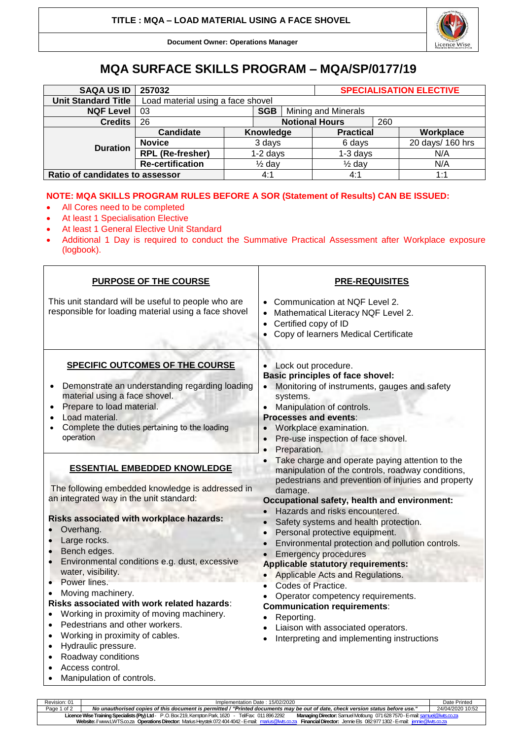# MQA SURFACE SKILLS PROGRAM – MQA/SP/0177/19

| SAQA US ID | 257032 | | | SPECIALISATION ELECTIVE |
|---|---|---|---|---|
| Unit Standard Title | Load material using a face shovel | | | |
| NQF Level | 03 | SGB | Mining and Minerals | |
| Credits | 26 | Notional Hours | 260 | |
| Duration | Candidate | Knowledge | Practical | Workplace |
| | Novice | 3 days | 6 days | 20 days/ 160 hrs |
| | RPL (Re-fresher) | 1-2 days | 1-3 days | N/A |
| | Re-certification | ½ day | ½ day | N/A |
| Ratio of candidates to assessor | | 4:1 | 4:1 | 1:1 |

**NOTE: MQA SKILLS PROGRAM RULES BEFORE A SOR (Statement of Results) CAN BE ISSUED:**

- All Cores need to be completed
- At least 1 Specialisation Elective
- At least 1 General Elective Unit Standard
- Additional 1 Day is required to conduct the Summative Practical Assessment after Workplace exposure (logbook).

## PURPOSE OF THE COURSE

This unit standard will be useful to people who are responsible for loading material using a face shovel

## PRE-REQUISITES

- Communication at NQF Level 2.
- Mathematical Literacy NQF Level 2.
- Certified copy of ID
- Copy of learners Medical Certificate

## SPECIFIC OUTCOMES OF THE COURSE

- Demonstrate an understanding regarding loading material using a face shovel.
- Prepare to load material.
- Load material.
- Complete the duties pertaining to the loading operation

## ESSENTIAL EMBEDDED KNOWLEDGE

The following embedded knowledge is addressed in an integrated way in the unit standard:

**Risks associated with workplace hazards:**

- Overhang.
- Large rocks.
- Bench edges.
- Environmental conditions e.g. dust, excessive water, visibility.
- Power lines.
- Moving machinery.

**Risks associated with work related hazards**:

- Working in proximity of moving machinery.
- Pedestrians and other workers.
- Working in proximity of cables.
- Hydraulic pressure.
- Roadway conditions
- Access control.
- Manipulation of controls.
- Lock out procedure.

**Basic principles of face shovel:**

- Monitoring of instruments, gauges and safety systems.
- Manipulation of controls.

**Processes and events**:

- Workplace examination.
- Pre-use inspection of face shovel.
- Preparation.
- Take charge and operate paying attention to the manipulation of the controls, roadway conditions, pedestrians and prevention of injuries and property damage.

**Occupational safety, health and environment:**

- Hazards and risks encountered.
- Safety systems and health protection.
- Personal protective equipment.
- Environmental protection and pollution controls.
- Emergency procedures

**Applicable statutory requirements:**

- Applicable Acts and Regulations.
- Codes of Practice.
- Operator competency requirements.

**Communication requirements**:

- Reporting.
- Liaison with associated operators.
- Interpreting and implementing instructions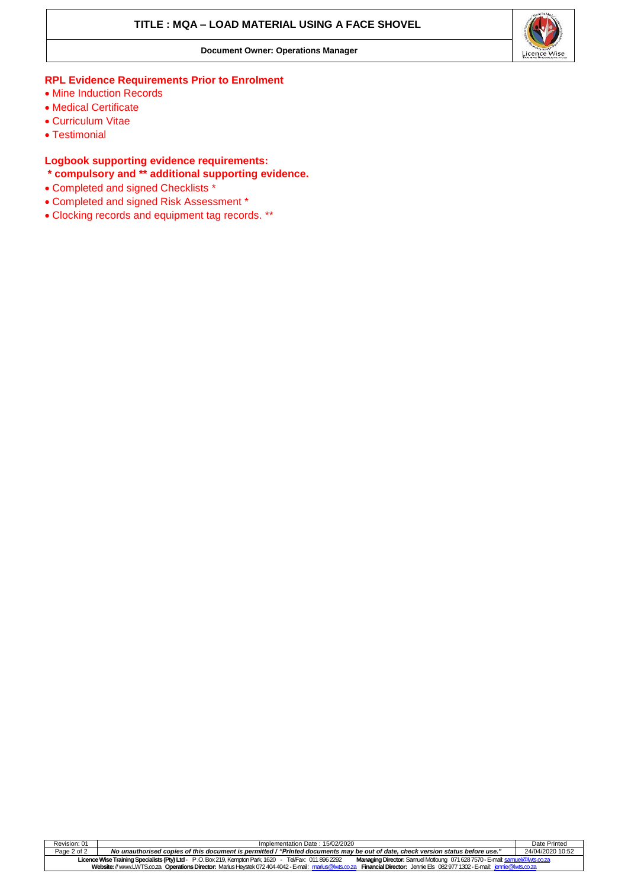## RPL Evidence Requirements Prior to Enrolment

- Mine Induction Records
- Medical Certificate
- Curriculum Vitae
- Testimonial

## Logbook supporting evidence requirements:

**\* compulsory and \*\* additional supporting evidence.**

- Completed and signed Checklists *
- Completed and signed Risk Assessment *
- Clocking records and equipment tag records. **